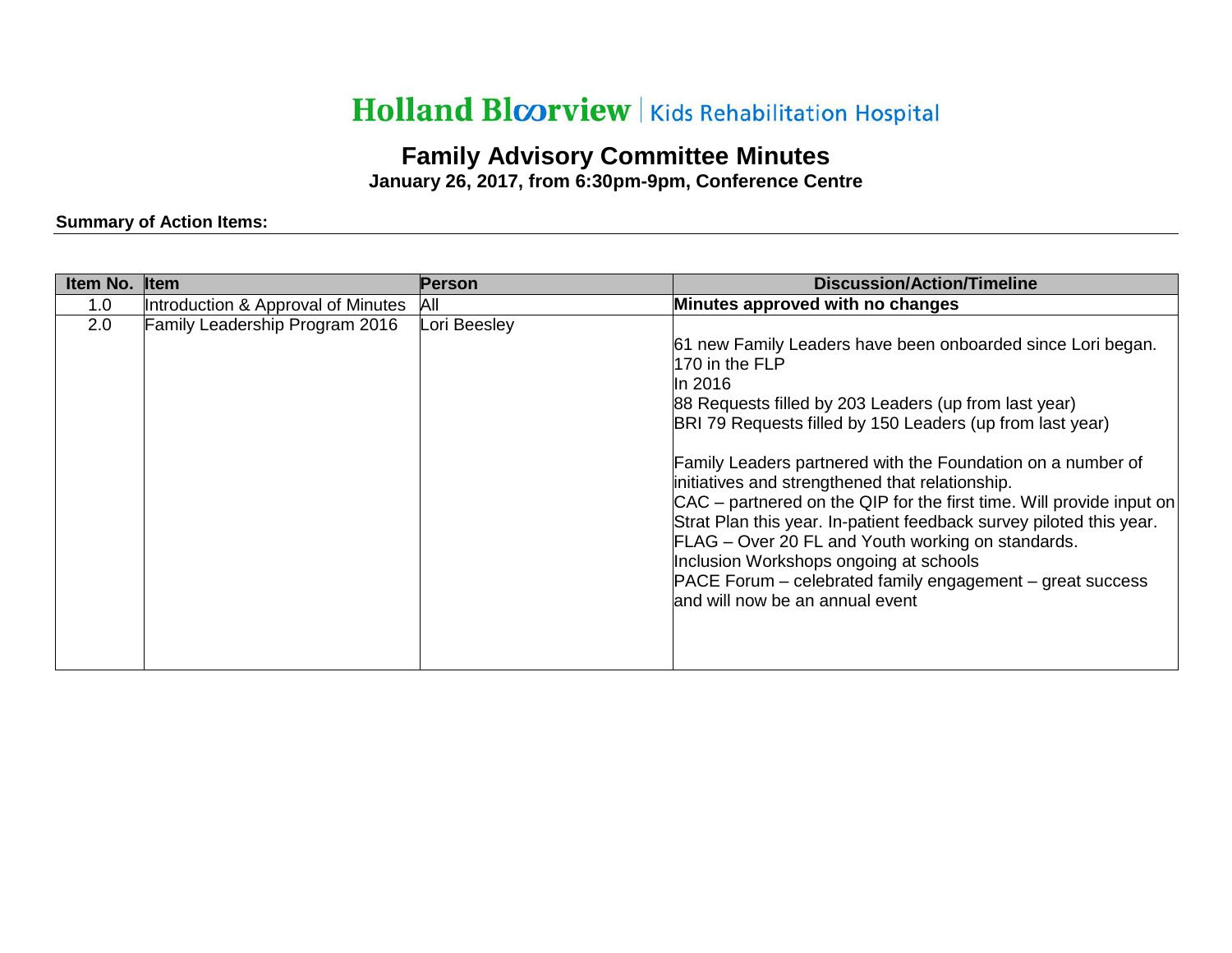# Holland Bloorview | Kids Rehabilitation Hospital

## Family Advisory Committee Minutes

**January 26, 2017, from 6:30pm-9pm, Conference Centre**

**Summary of Action Items:**

| Item No. | Item | Person | Discussion/Action/Timeline |
|---|---|---|---|
| 1.0 | Introduction & Approval of Minutes | All | **Minutes approved with no changes** |
| 2.0 | Family Leadership Program 2016 | Lori Beesley | 61 new Family Leaders have been onboarded since Lori began.<br>170 in the FLP<br>In 2016<br>88 Requests filled by 203 Leaders (up from last year)<br>BRI 79 Requests filled by 150 Leaders (up from last year)<br><br>Family Leaders partnered with the Foundation on a number of initiatives and strengthened that relationship.<br>CAC – partnered on the QIP for the first time. Will provide input on Strat Plan this year. In-patient feedback survey piloted this year.<br>FLAG – Over 20 FL and Youth working on standards.<br>Inclusion Workshops ongoing at schools<br>PACE Forum – celebrated family engagement – great success and will now be an annual event |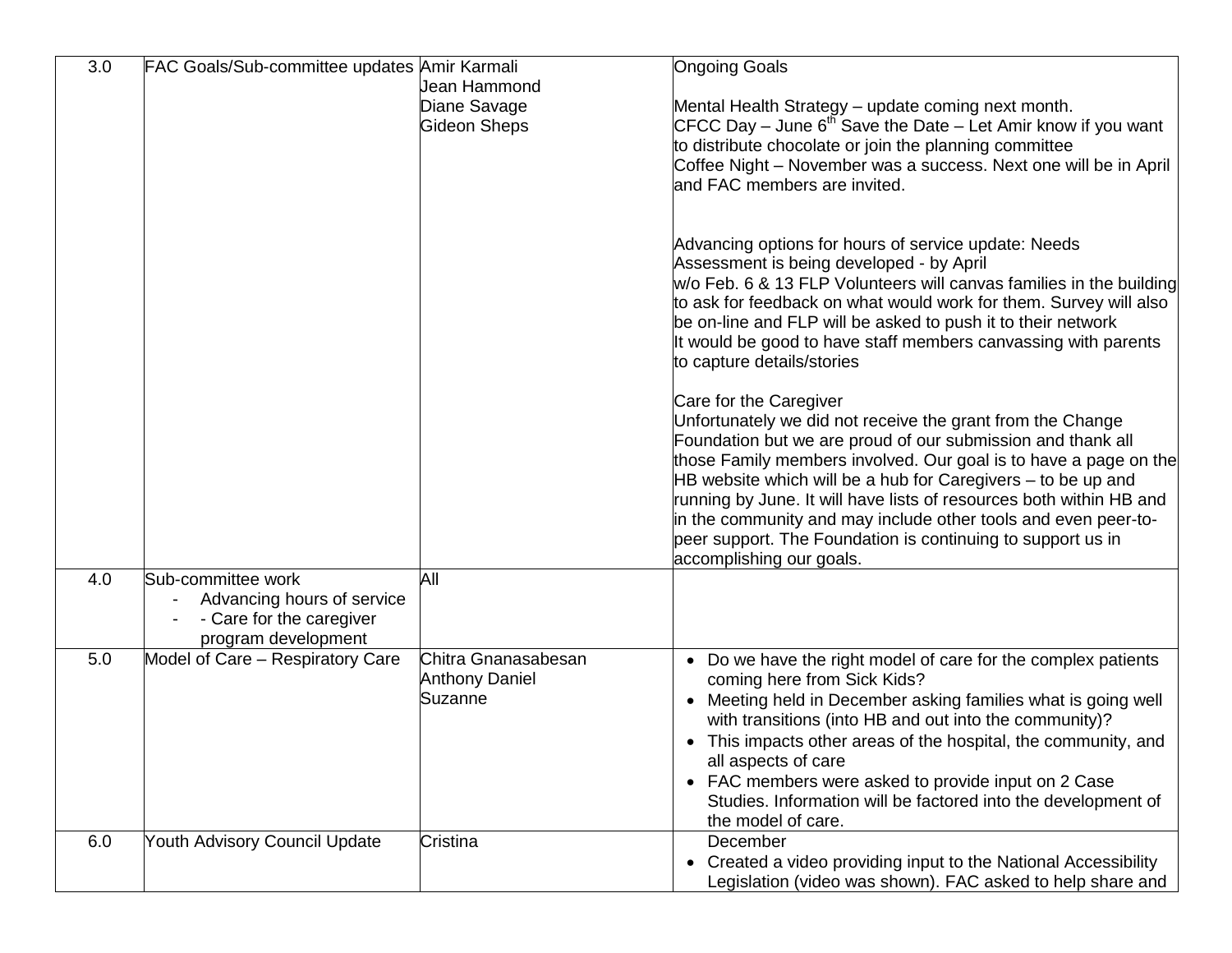| | | | |
|---|---|---|---|
| 3.0 | FAC Goals/Sub-committee updates | Amir Karmali<br>Jean Hammond<br>Diane Savage<br>Gideon Sheps | Ongoing Goals<br><br>Mental Health Strategy – update coming next month.<br>CFCC Day – June 6th Save the Date – Let Amir know if you want to distribute chocolate or join the planning committee<br>Coffee Night – November was a success. Next one will be in April and FAC members are invited.<br><br>Advancing options for hours of service update: Needs Assessment is being developed - by April<br>w/o Feb. 6 & 13 FLP Volunteers will canvas families in the building to ask for feedback on what would work for them. Survey will also be on-line and FLP will be asked to push it to their network<br>It would be good to have staff members canvassing with parents to capture details/stories<br><br>Care for the Caregiver<br>Unfortunately we did not receive the grant from the Change Foundation but we are proud of our submission and thank all those Family members involved. Our goal is to have a page on the HB website which will be a hub for Caregivers – to be up and running by June. It will have lists of resources both within HB and in the community and may include other tools and even peer-to-peer support. The Foundation is continuing to support us in accomplishing our goals. |
| 4.0 | Sub-committee work<br>- Advancing hours of service<br>- - Care for the caregiver program development | All | |
| 5.0 | Model of Care – Respiratory Care | Chitra Gnanasabesan<br>Anthony Daniel<br>Suzanne | • Do we have the right model of care for the complex patients coming here from Sick Kids?<br>• Meeting held in December asking families what is going well with transitions (into HB and out into the community)?<br>• This impacts other areas of the hospital, the community, and all aspects of care<br>• FAC members were asked to provide input on 2 Case Studies. Information will be factored into the development of the model of care. |
| 6.0 | Youth Advisory Council Update | Cristina | December<br>• Created a video providing input to the National Accessibility Legislation (video was shown). FAC asked to help share and |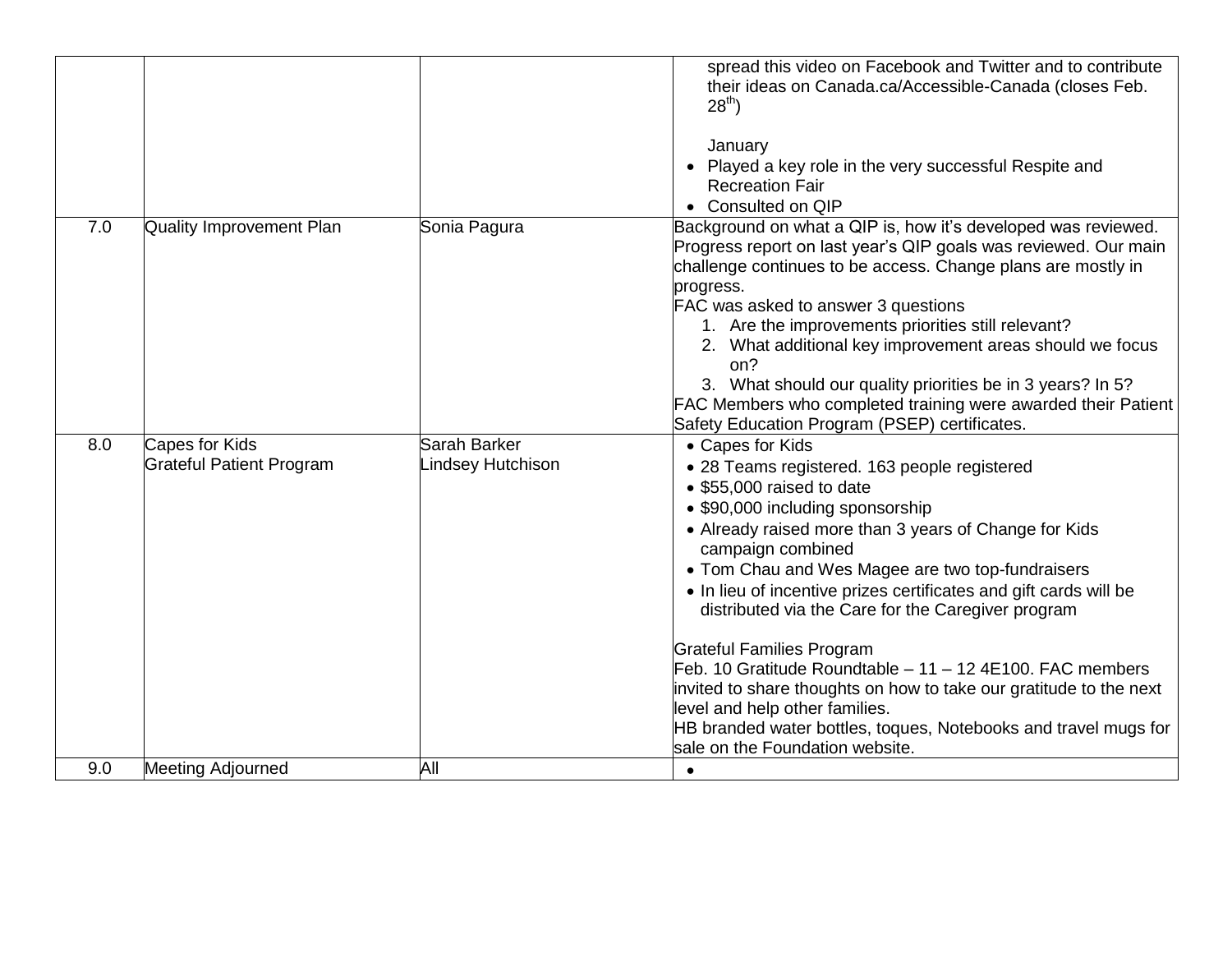| | | | |
|---|---|---|---|
| | | | spread this video on Facebook and Twitter and to contribute their ideas on Canada.ca/Accessible-Canada (closes Feb. 28th)<br><br>January<br>• Played a key role in the very successful Respite and Recreation Fair<br>• Consulted on QIP |
| 7.0 | Quality Improvement Plan | Sonia Pagura | Background on what a QIP is, how it's developed was reviewed. Progress report on last year's QIP goals was reviewed. Our main challenge continues to be access. Change plans are mostly in progress.<br>FAC was asked to answer 3 questions<br>1. Are the improvements priorities still relevant?<br>2. What additional key improvement areas should we focus on?<br>3. What should our quality priorities be in 3 years? In 5?<br>FAC Members who completed training were awarded their Patient Safety Education Program (PSEP) certificates. |
| 8.0 | Capes for Kids<br>Grateful Patient Program | Sarah Barker<br>Lindsey Hutchison | • Capes for Kids<br>• 28 Teams registered. 163 people registered<br>• $55,000 raised to date<br>• $90,000 including sponsorship<br>• Already raised more than 3 years of Change for Kids campaign combined<br>• Tom Chau and Wes Magee are two top-fundraisers<br>• In lieu of incentive prizes certificates and gift cards will be distributed via the Care for the Caregiver program<br><br>Grateful Families Program<br>Feb. 10 Gratitude Roundtable – 11 – 12 4E100. FAC members invited to share thoughts on how to take our gratitude to the next level and help other families.<br>HB branded water bottles, toques, Notebooks and travel mugs for sale on the Foundation website. |
| 9.0 | Meeting Adjourned | All | • |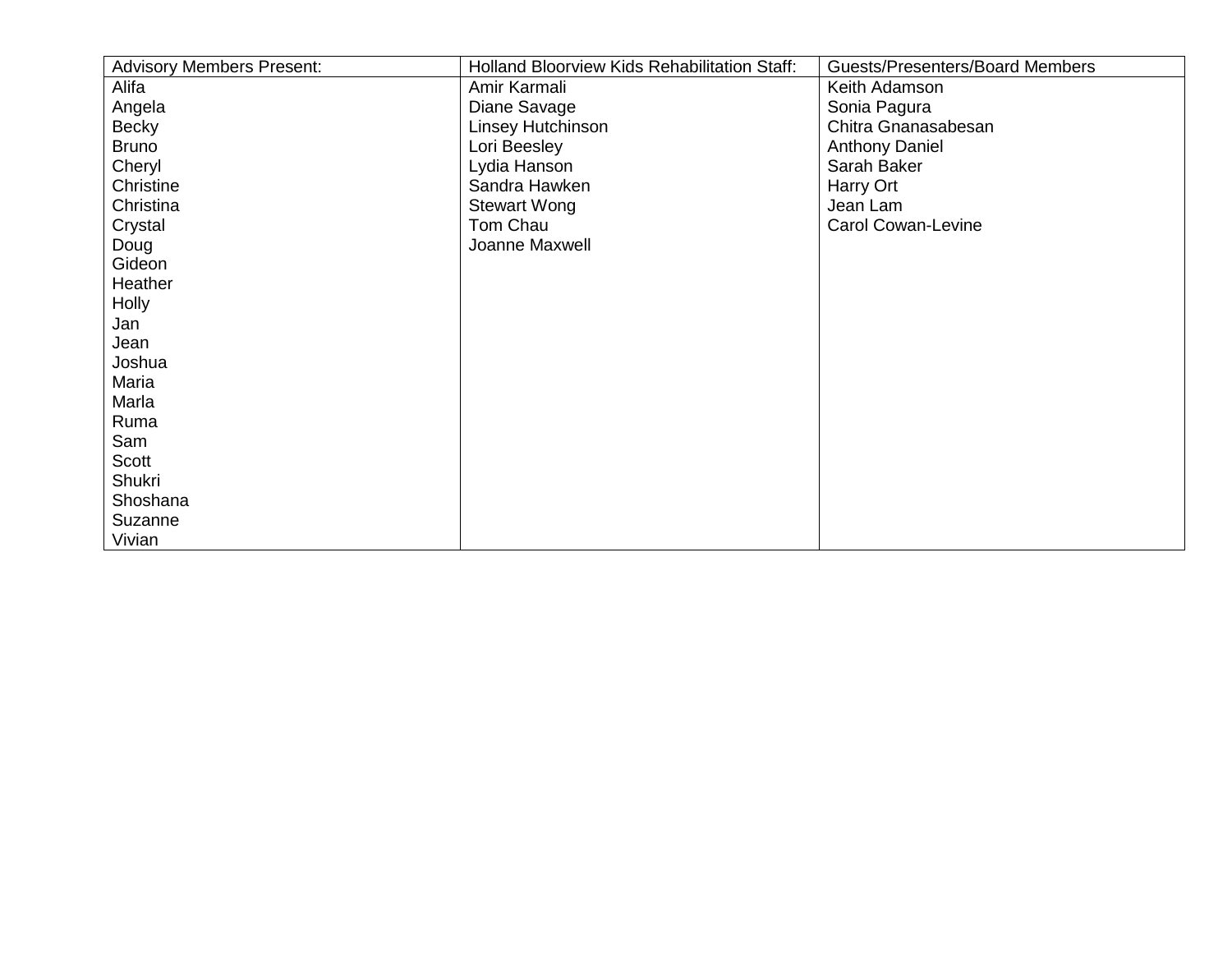| Advisory Members Present: | Holland Bloorview Kids Rehabilitation Staff: | Guests/Presenters/Board Members |
|---|---|---|
| Alifa | Amir Karmali | Keith Adamson |
| Angela | Diane Savage | Sonia Pagura |
| Becky | Linsey Hutchinson | Chitra Gnanasabesan |
| Bruno | Lori Beesley | Anthony Daniel |
| Cheryl | Lydia Hanson | Sarah Baker |
| Christine | Sandra Hawken | Harry Ort |
| Christina | Stewart Wong | Jean Lam |
| Crystal | Tom Chau | Carol Cowan-Levine |
| Doug | Joanne Maxwell | |
| Gideon | | |
| Heather | | |
| Holly | | |
| Jan | | |
| Jean | | |
| Joshua | | |
| Maria | | |
| Marla | | |
| Ruma | | |
| Sam | | |
| Scott | | |
| Shukri | | |
| Shoshana | | |
| Suzanne | | |
| Vivian | | |